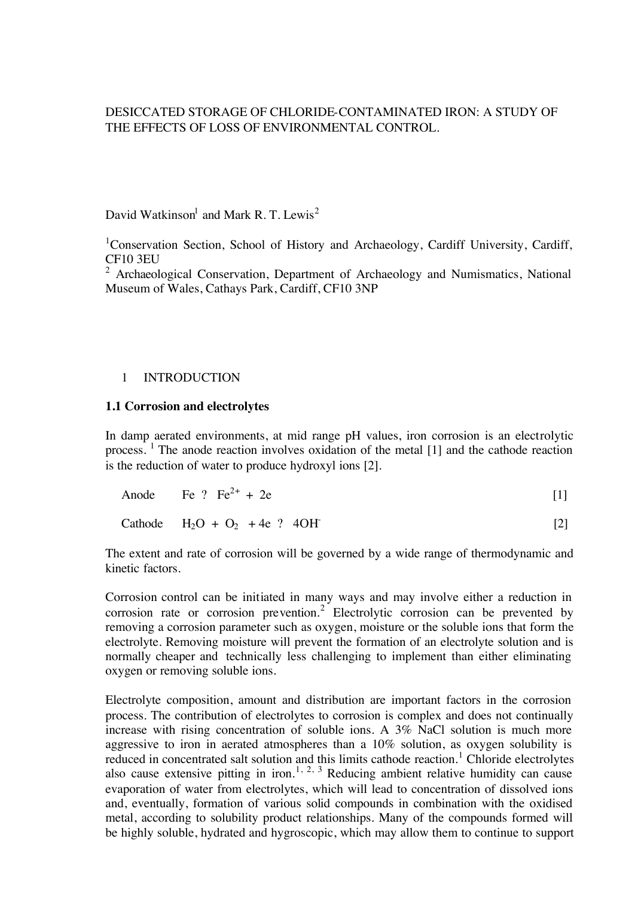# DESICCATED STORAGE OF CHLORIDE-CONTAMINATED IRON: A STUDY OF THE EFFECTS OF LOSS OF ENVIRONMENTAL CONTROL.

David Watkinson[1] and Mark R. T. Lewis[2]

[1]Conservation Section, School of History and Archaeology, Cardiff University, Cardiff, CF10 3EU

[2] Archaeological Conservation, Department of Archaeology and Numismatics, National Museum of Wales, Cathays Park, Cardiff, CF10 3NP

## 1 INTRODUCTION

### 1.1 Corrosion and electrolytes

In damp aerated environments, at mid range pH values, iron corrosion is an electrolytic process. [1] The anode reaction involves oxidation of the metal [1] and the cathode reaction is the reduction of water to produce hydroxyl ions [2].

Anode $\quad Fe \; ? \; Fe^{2+} + 2e$ [1]

Cathode $\quad H_2O + O_2 + 4e \; ? \; 4OH^-$ [2]

The extent and rate of corrosion will be governed by a wide range of thermodynamic and kinetic factors.

Corrosion control can be initiated in many ways and may involve either a reduction in corrosion rate or corrosion prevention.[2] Electrolytic corrosion can be prevented by removing a corrosion parameter such as oxygen, moisture or the soluble ions that form the electrolyte. Removing moisture will prevent the formation of an electrolyte solution and is normally cheaper and technically less challenging to implement than either eliminating oxygen or removing soluble ions.

Electrolyte composition, amount and distribution are important factors in the corrosion process. The contribution of electrolytes to corrosion is complex and does not continually increase with rising concentration of soluble ions. A 3% NaCl solution is much more aggressive to iron in aerated atmospheres than a 10% solution, as oxygen solubility is reduced in concentrated salt solution and this limits cathode reaction.[1] Chloride electrolytes also cause extensive pitting in iron.[1, 2, 3] Reducing ambient relative humidity can cause evaporation of water from electrolytes, which will lead to concentration of dissolved ions and, eventually, formation of various solid compounds in combination with the oxidised metal, according to solubility product relationships. Many of the compounds formed will be highly soluble, hydrated and hygroscopic, which may allow them to continue to support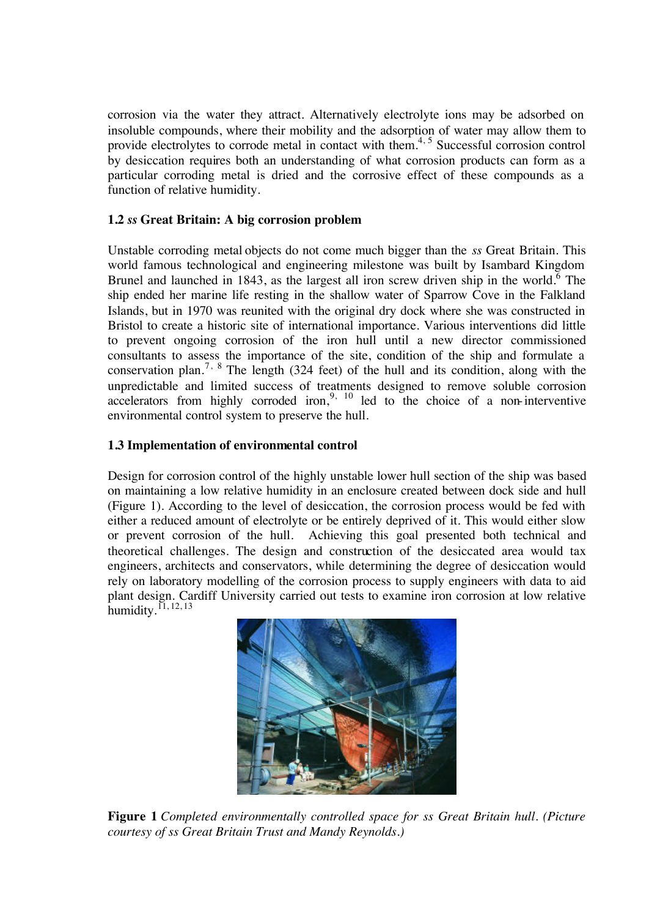corrosion via the water they attract. Alternatively electrolyte ions may be adsorbed on insoluble compounds, where their mobility and the adsorption of water may allow them to provide electrolytes to corrode metal in contact with them.[4, 5] Successful corrosion control by desiccation requires both an understanding of what corrosion products can form as a particular corroding metal is dried and the corrosive effect of these compounds as a function of relative humidity.

### 1.2 *ss* Great Britain: A big corrosion problem

Unstable corroding metal objects do not come much bigger than the *ss* Great Britain. This world famous technological and engineering milestone was built by Isambard Kingdom Brunel and launched in 1843, as the largest all iron screw driven ship in the world.[6] The ship ended her marine life resting in the shallow water of Sparrow Cove in the Falkland Islands, but in 1970 was reunited with the original dry dock where she was constructed in Bristol to create a historic site of international importance. Various interventions did little to prevent ongoing corrosion of the iron hull until a new director commissioned consultants to assess the importance of the site, condition of the ship and formulate a conservation plan.[7, 8] The length (324 feet) of the hull and its condition, along with the unpredictable and limited success of treatments designed to remove soluble corrosion accelerators from highly corroded iron,[9, 10] led to the choice of a non-interventive environmental control system to preserve the hull.

### 1.3 Implementation of environmental control

Design for corrosion control of the highly unstable lower hull section of the ship was based on maintaining a low relative humidity in an enclosure created between dock side and hull (Figure 1). According to the level of desiccation, the corrosion process would be fed with either a reduced amount of electrolyte or be entirely deprived of it. This would either slow or prevent corrosion of the hull. Achieving this goal presented both technical and theoretical challenges. The design and construction of the desiccated area would tax engineers, architects and conservators, while determining the degree of desiccation would rely on laboratory modelling of the corrosion process to supply engineers with data to aid plant design. Cardiff University carried out tests to examine iron corrosion at low relative humidity.[11, 12, 13]

**Figure 1** *Completed environmentally controlled space for ss Great Britain hull. (Picture courtesy of ss Great Britain Trust and Mandy Reynolds.)*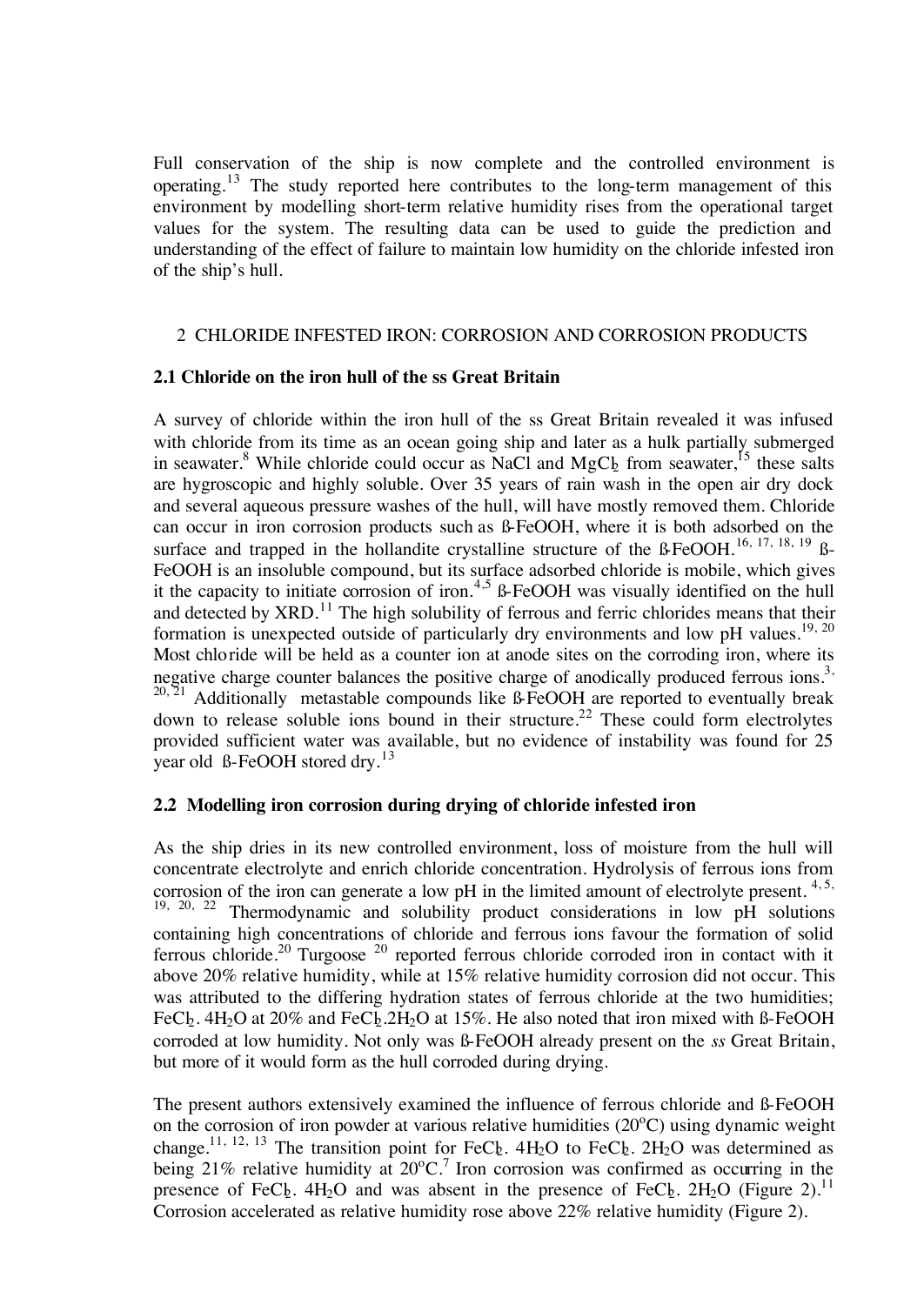Full conservation of the ship is now complete and the controlled environment is operating.[13] The study reported here contributes to the long-term management of this environment by modelling short-term relative humidity rises from the operational target values for the system. The resulting data can be used to guide the prediction and understanding of the effect of failure to maintain low humidity on the chloride infested iron of the ship's hull.

## 2 CHLORIDE INFESTED IRON: CORROSION AND CORROSION PRODUCTS

### 2.1 Chloride on the iron hull of the ss Great Britain

A survey of chloride within the iron hull of the ss Great Britain revealed it was infused with chloride from its time as an ocean going ship and later as a hulk partially submerged in seawater.[8] While chloride could occur as NaCl and $MgCl_2$ from seawater,[15] these salts are hygroscopic and highly soluble. Over 35 years of rain wash in the open air dry dock and several aqueous pressure washes of the hull, will have mostly removed them. Chloride can occur in iron corrosion products such as ß-FeOOH, where it is both adsorbed on the surface and trapped in the hollandite crystalline structure of the ß-FeOOH.[16, 17, 18, 19] ß-FeOOH is an insoluble compound, but its surface adsorbed chloride is mobile, which gives it the capacity to initiate corrosion of iron.[4,5] ß-FeOOH was visually identified on the hull and detected by XRD.[11] The high solubility of ferrous and ferric chlorides means that their formation is unexpected outside of particularly dry environments and low pH values.[19, 20] Most chloride will be held as a counter ion at anode sites on the corroding iron, where its negative charge counter balances the positive charge of anodically produced ferrous ions.[3, 20, 21] Additionally metastable compounds like ß-FeOOH are reported to eventually break down to release soluble ions bound in their structure.[22] These could form electrolytes provided sufficient water was available, but no evidence of instability was found for 25 year old ß-FeOOH stored dry.[13]

### 2.2 Modelling iron corrosion during drying of chloride infested iron

As the ship dries in its new controlled environment, loss of moisture from the hull will concentrate electrolyte and enrich chloride concentration. Hydrolysis of ferrous ions from corrosion of the iron can generate a low pH in the limited amount of electrolyte present.[4, 5, 19, 20, 22] Thermodynamic and solubility product considerations in low pH solutions containing high concentrations of chloride and ferrous ions favour the formation of solid ferrous chloride.[20] Turgoose [20] reported ferrous chloride corroded iron in contact with it above 20% relative humidity, while at 15% relative humidity corrosion did not occur. This was attributed to the differing hydration states of ferrous chloride at the two humidities; $FeCl_2.4H_2O$ at 20% and $FeCl_2.2H_2O$ at 15%. He also noted that iron mixed with ß-FeOOH corroded at low humidity. Not only was ß-FeOOH already present on the *ss* Great Britain, but more of it would form as the hull corroded during drying.

The present authors extensively examined the influence of ferrous chloride and ß-FeOOH on the corrosion of iron powder at various relative humidities (20°C) using dynamic weight change.[11, 12, 13] The transition point for $FeCl_2.4H_2O$ to $FeCl_2.2H_2O$ was determined as being 21% relative humidity at 20°C.[7] Iron corrosion was confirmed as occurring in the presence of $FeCl_2.4H_2O$ and was absent in the presence of $FeCl_2.2H_2O$ (Figure 2).[11] Corrosion accelerated as relative humidity rose above 22% relative humidity (Figure 2).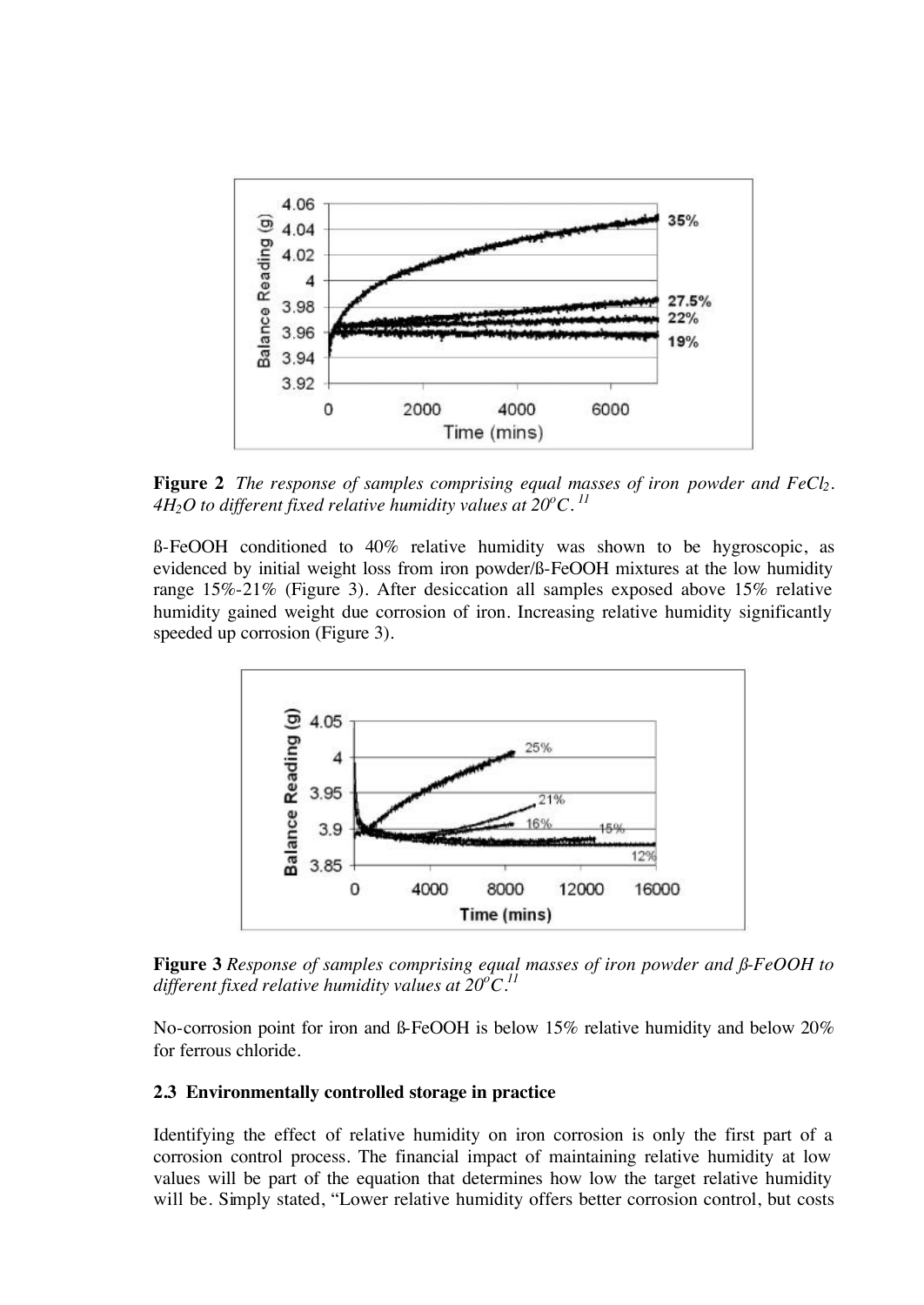**Figure 2** *The response of samples comprising equal masses of iron powder and $FeCl_2$. $4H_2O$ to different fixed relative humidity values at $20^oC$.* [11]

ß-FeOOH conditioned to 40% relative humidity was shown to be hygroscopic, as evidenced by initial weight loss from iron powder/ß-FeOOH mixtures at the low humidity range 15%-21% (Figure 3). After desiccation all samples exposed above 15% relative humidity gained weight due corrosion of iron. Increasing relative humidity significantly speeded up corrosion (Figure 3).

**Figure 3** *Response of samples comprising equal masses of iron powder and ß-FeOOH to different fixed relative humidity values at $20^oC$.* [11]

No-corrosion point for iron and ß-FeOOH is below 15% relative humidity and below 20% for ferrous chloride.

### 2.3 Environmentally controlled storage in practice

Identifying the effect of relative humidity on iron corrosion is only the first part of a corrosion control process. The financial impact of maintaining relative humidity at low values will be part of the equation that determines how low the target relative humidity will be. Simply stated, "Lower relative humidity offers better corrosion control, but costs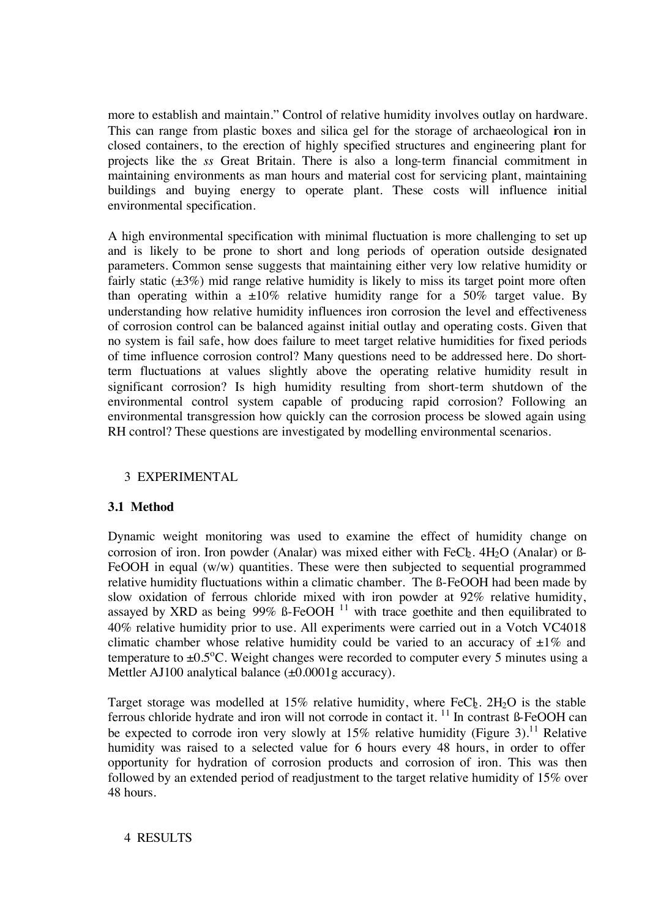more to establish and maintain." Control of relative humidity involves outlay on hardware. This can range from plastic boxes and silica gel for the storage of archaeological iron in closed containers, to the erection of highly specified structures and engineering plant for projects like the *ss* Great Britain. There is also a long-term financial commitment in maintaining environments as man hours and material cost for servicing plant, maintaining buildings and buying energy to operate plant. These costs will influence initial environmental specification.

A high environmental specification with minimal fluctuation is more challenging to set up and is likely to be prone to short and long periods of operation outside designated parameters. Common sense suggests that maintaining either very low relative humidity or fairly static (±3%) mid range relative humidity is likely to miss its target point more often than operating within a ±10% relative humidity range for a 50% target value. By understanding how relative humidity influences iron corrosion the level and effectiveness of corrosion control can be balanced against initial outlay and operating costs. Given that no system is fail safe, how does failure to meet target relative humidities for fixed periods of time influence corrosion control? Many questions need to be addressed here. Do short-term fluctuations at values slightly above the operating relative humidity result in significant corrosion? Is high humidity resulting from short-term shutdown of the environmental control system capable of producing rapid corrosion? Following an environmental transgression how quickly can the corrosion process be slowed again using RH control? These questions are investigated by modelling environmental scenarios.

## 3 EXPERIMENTAL

### 3.1 Method

Dynamic weight monitoring was used to examine the effect of humidity change on corrosion of iron. Iron powder (Analar) was mixed either with $FeCl_2 \cdot 4H_2O$ (Analar) or ß-FeOOH in equal (w/w) quantities. These were then subjected to sequential programmed relative humidity fluctuations within a climatic chamber. The ß-FeOOH had been made by slow oxidation of ferrous chloride mixed with iron powder at 92% relative humidity, assayed by XRD as being 99% ß-FeOOH [11] with trace goethite and then equilibrated to 40% relative humidity prior to use. All experiments were carried out in a Votch VC4018 climatic chamber whose relative humidity could be varied to an accuracy of ±1% and temperature to ±0.5°C. Weight changes were recorded to computer every 5 minutes using a Mettler AJ100 analytical balance (±0.0001g accuracy).

Target storage was modelled at 15% relative humidity, where $FeCl_2 \cdot 2H_2O$ is the stable ferrous chloride hydrate and iron will not corrode in contact it. [11] In contrast ß-FeOOH can be expected to corrode iron very slowly at 15% relative humidity (Figure 3).[11] Relative humidity was raised to a selected value for 6 hours every 48 hours, in order to offer opportunity for hydration of corrosion products and corrosion of iron. This was then followed by an extended period of readjustment to the target relative humidity of 15% over 48 hours.

## 4 RESULTS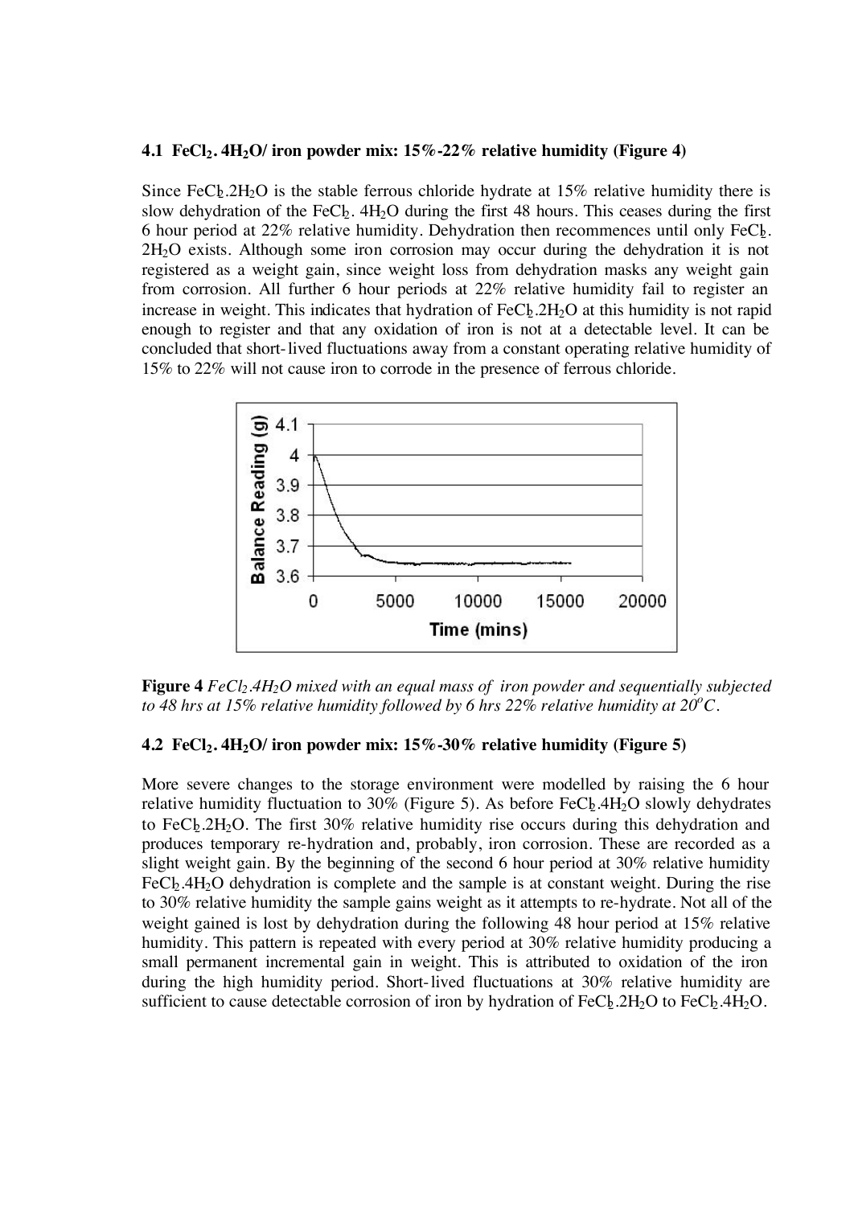### 4.1 $FeCl_2.4H_2O$/ iron powder mix: 15%-22% relative humidity (Figure 4)

Since $FeCl_2.2H_2O$ is the stable ferrous chloride hydrate at 15% relative humidity there is slow dehydration of the $FeCl_2.4H_2O$ during the first 48 hours. This ceases during the first 6 hour period at 22% relative humidity. Dehydration then recommences until only $FeCl_2.2H_2O$ exists. Although some iron corrosion may occur during the dehydration it is not registered as a weight gain, since weight loss from dehydration masks any weight gain from corrosion. All further 6 hour periods at 22% relative humidity fail to register an increase in weight. This indicates that hydration of $FeCl_2.2H_2O$ at this humidity is not rapid enough to register and that any oxidation of iron is not at a detectable level. It can be concluded that short-lived fluctuations away from a constant operating relative humidity of 15% to 22% will not cause iron to corrode in the presence of ferrous chloride.

**Figure 4** *$FeCl_2.4H_2O$ mixed with an equal mass of iron powder and sequentially subjected to 48 hrs at 15% relative humidity followed by 6 hrs 22% relative humidity at 20°C.*

### 4.2 $FeCl_2.4H_2O$/ iron powder mix: 15%-30% relative humidity (Figure 5)

More severe changes to the storage environment were modelled by raising the 6 hour relative humidity fluctuation to 30% (Figure 5). As before $FeCl_2.4H_2O$ slowly dehydrates to $FeCl_2.2H_2O$. The first 30% relative humidity rise occurs during this dehydration and produces temporary re-hydration and, probably, iron corrosion. These are recorded as a slight weight gain. By the beginning of the second 6 hour period at 30% relative humidity $FeCl_2.4H_2O$ dehydration is complete and the sample is at constant weight. During the rise to 30% relative humidity the sample gains weight as it attempts to re-hydrate. Not all of the weight gained is lost by dehydration during the following 48 hour period at 15% relative humidity. This pattern is repeated with every period at 30% relative humidity producing a small permanent incremental gain in weight. This is attributed to oxidation of the iron during the high humidity period. Short-lived fluctuations at 30% relative humidity are sufficient to cause detectable corrosion of iron by hydration of $FeCl_2.2H_2O$ to $FeCl_2.4H_2O$.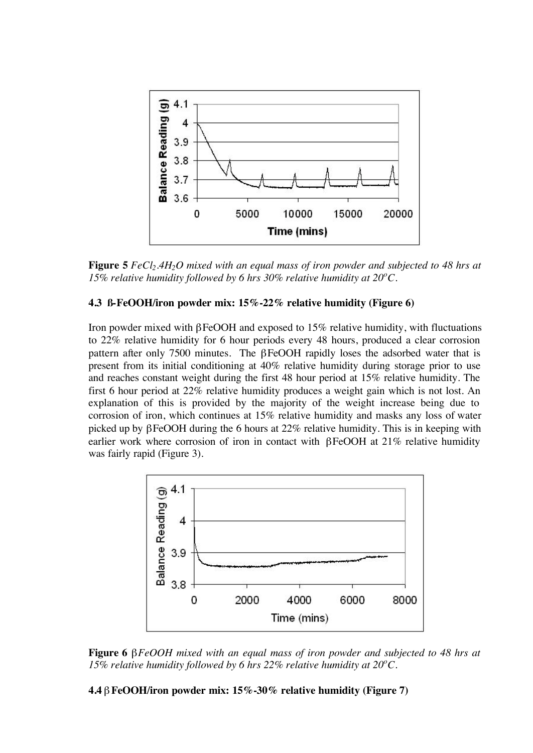**Figure 5** *$FeCl_2.4H_2O$ mixed with an equal mass of iron powder and subjected to 48 hrs at 15% relative humidity followed by 6 hrs 30% relative humidity at 20$^oC$.*

### 4.3 ß-FeOOH/iron powder mix: 15%-22% relative humidity (Figure 6)

Iron powder mixed with βFeOOH and exposed to 15% relative humidity, with fluctuations to 22% relative humidity for 6 hour periods every 48 hours, produced a clear corrosion pattern after only 7500 minutes. The βFeOOH rapidly loses the adsorbed water that is present from its initial conditioning at 40% relative humidity during storage prior to use and reaches constant weight during the first 48 hour period at 15% relative humidity. The first 6 hour period at 22% relative humidity produces a weight gain which is not lost. An explanation of this is provided by the majority of the weight increase being due to corrosion of iron, which continues at 15% relative humidity and masks any loss of water picked up by βFeOOH during the 6 hours at 22% relative humidity. This is in keeping with earlier work where corrosion of iron in contact with βFeOOH at 21% relative humidity was fairly rapid (Figure 3).

**Figure 6** *βFeOOH mixed with an equal mass of iron powder and subjected to 48 hrs at 15% relative humidity followed by 6 hrs 22% relative humidity at 20$^oC$.*

### 4.4 βFeOOH/iron powder mix: 15%-30% relative humidity (Figure 7)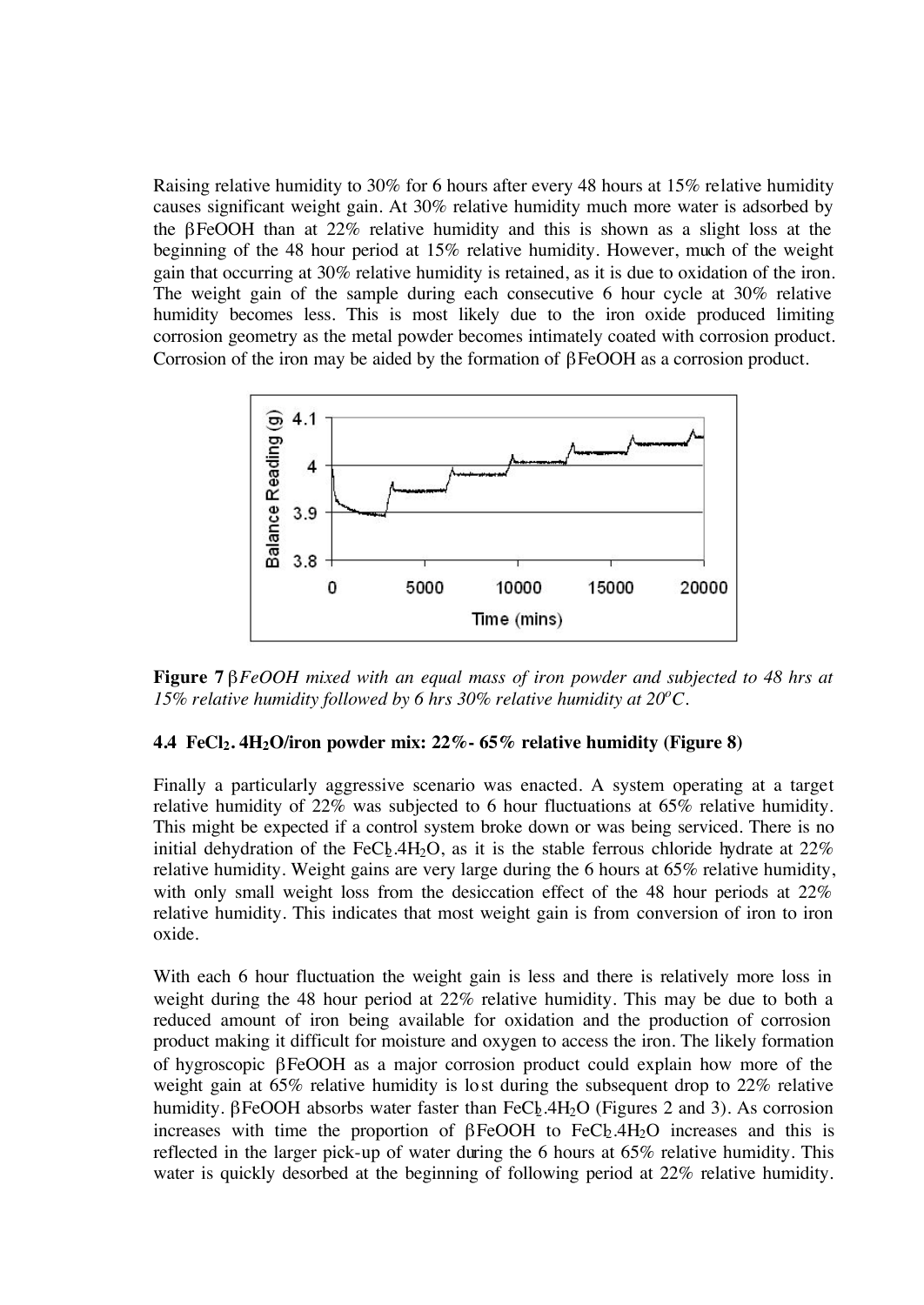Raising relative humidity to 30% for 6 hours after every 48 hours at 15% relative humidity causes significant weight gain. At 30% relative humidity much more water is adsorbed by the βFeOOH than at 22% relative humidity and this is shown as a slight loss at the beginning of the 48 hour period at 15% relative humidity. However, much of the weight gain that occurring at 30% relative humidity is retained, as it is due to oxidation of the iron. The weight gain of the sample during each consecutive 6 hour cycle at 30% relative humidity becomes less. This is most likely due to the iron oxide produced limiting corrosion geometry as the metal powder becomes intimately coated with corrosion product. Corrosion of the iron may be aided by the formation of βFeOOH as a corrosion product.

**Figure 7** *βFeOOH mixed with an equal mass of iron powder and subjected to 48 hrs at 15% relative humidity followed by 6 hrs 30% relative humidity at 20°C.*

### 4.4 $FeCl_2 \cdot 4H_2O$/iron powder mix: 22%- 65% relative humidity (Figure 8)

Finally a particularly aggressive scenario was enacted. A system operating at a target relative humidity of 22% was subjected to 6 hour fluctuations at 65% relative humidity. This might be expected if a control system broke down or was being serviced. There is no initial dehydration of the $FeCl_2.4H_2O$, as it is the stable ferrous chloride hydrate at 22% relative humidity. Weight gains are very large during the 6 hours at 65% relative humidity, with only small weight loss from the desiccation effect of the 48 hour periods at 22% relative humidity. This indicates that most weight gain is from conversion of iron to iron oxide.

With each 6 hour fluctuation the weight gain is less and there is relatively more loss in weight during the 48 hour period at 22% relative humidity. This may be due to both a reduced amount of iron being available for oxidation and the production of corrosion product making it difficult for moisture and oxygen to access the iron. The likely formation of hygroscopic βFeOOH as a major corrosion product could explain how more of the weight gain at 65% relative humidity is lost during the subsequent drop to 22% relative humidity. βFeOOH absorbs water faster than $FeCl_2.4H_2O$ (Figures 2 and 3). As corrosion increases with time the proportion of βFeOOH to $FeCl_2.4H_2O$ increases and this is reflected in the larger pick-up of water during the 6 hours at 65% relative humidity. This water is quickly desorbed at the beginning of following period at 22% relative humidity.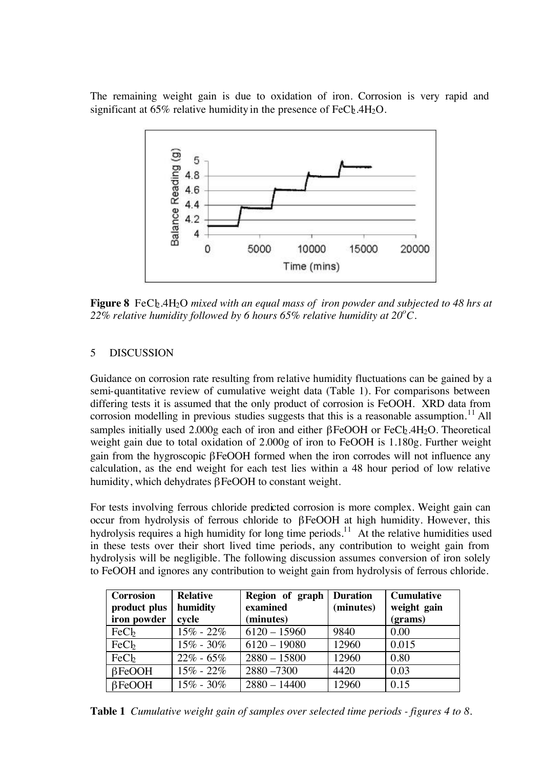The remaining weight gain is due to oxidation of iron. Corrosion is very rapid and significant at 65% relative humidity in the presence of $FeCl_2.4H_2O$.

**Figure 8** $FeCl_2.4H_2O$ *mixed with an equal mass of iron powder and subjected to 48 hrs at 22% relative humidity followed by 6 hours 65% relative humidity at 20°C.*

## 5 DISCUSSION

Guidance on corrosion rate resulting from relative humidity fluctuations can be gained by a semi-quantitative review of cumulative weight data (Table 1). For comparisons between differing tests it is assumed that the only product of corrosion is FeOOH. XRD data from corrosion modelling in previous studies suggests that this is a reasonable assumption.[11] All samples initially used 2.000g each of iron and either βFeOOH or $FeCl_2.4H_2O$. Theoretical weight gain due to total oxidation of 2.000g of iron to FeOOH is 1.180g. Further weight gain from the hygroscopic βFeOOH formed when the iron corrodes will not influence any calculation, as the end weight for each test lies within a 48 hour period of low relative humidity, which dehydrates βFeOOH to constant weight.

For tests involving ferrous chloride predicted corrosion is more complex. Weight gain can occur from hydrolysis of ferrous chloride to βFeOOH at high humidity. However, this hydrolysis requires a high humidity for long time periods.[11] At the relative humidities used in these tests over their short lived time periods, any contribution to weight gain from hydrolysis will be negligible. The following discussion assumes conversion of iron solely to FeOOH and ignores any contribution to weight gain from hydrolysis of ferrous chloride.

| Corrosion product plus iron powder | Relative humidity cycle | Region of graph examined (minutes) | Duration (minutes) | Cumulative weight gain (grams) |
|---|---|---|---|---|
| $FeCl_2$ | 15% - 22% | 6120 – 15960 | 9840 | 0.00 |
| $FeCl_2$ | 15% - 30% | 6120 – 19080 | 12960 | 0.015 |
| $FeCl_2$ | 22% - 65% | 2880 – 15800 | 12960 | 0.80 |
| βFeOOH | 15% - 22% | 2880 –7300 | 4420 | 0.03 |
| βFeOOH | 15% - 30% | 2880 – 14400 | 12960 | 0.15 |

**Table 1** *Cumulative weight gain of samples over selected time periods - figures 4 to 8.*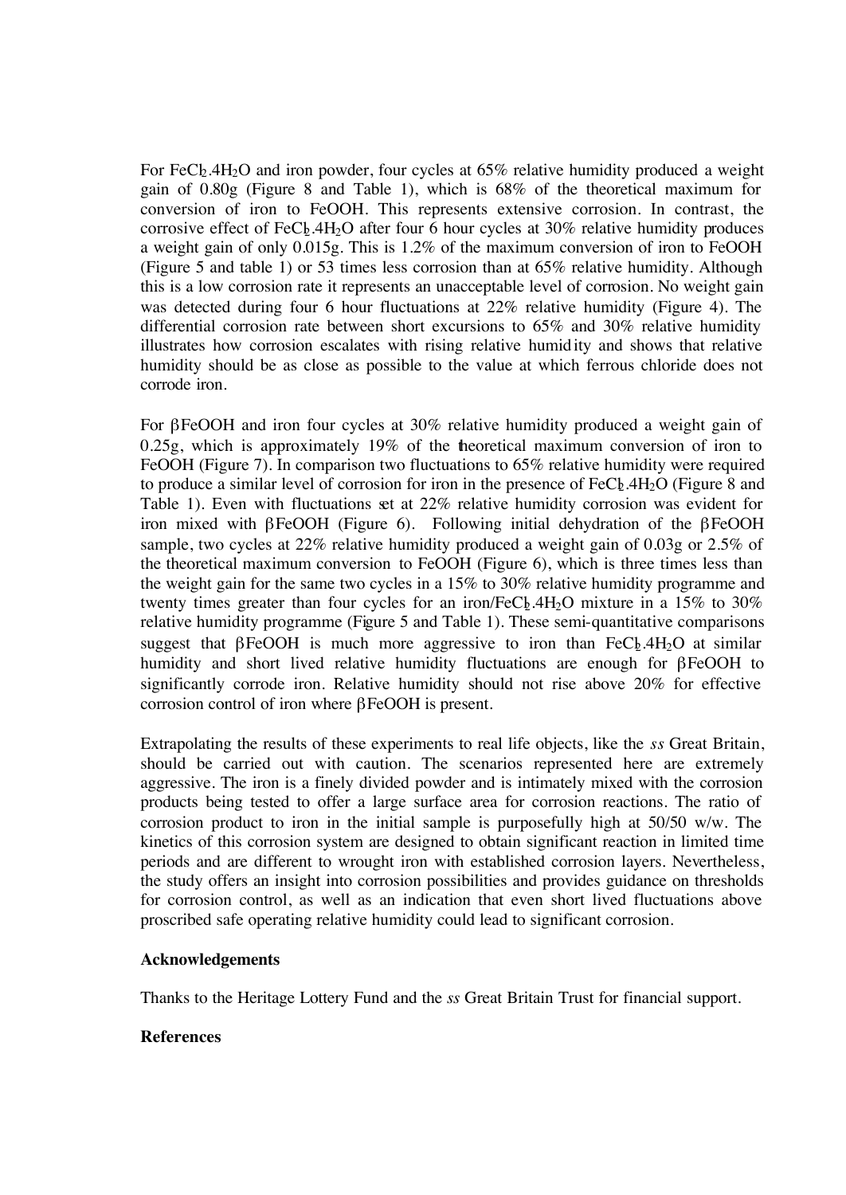For $FeCl_2.4H_2O$ and iron powder, four cycles at 65% relative humidity produced a weight gain of 0.80g (Figure 8 and Table 1), which is 68% of the theoretical maximum for conversion of iron to FeOOH. This represents extensive corrosion. In contrast, the corrosive effect of $FeCl_2.4H_2O$ after four 6 hour cycles at 30% relative humidity produces a weight gain of only 0.015g. This is 1.2% of the maximum conversion of iron to FeOOH (Figure 5 and table 1) or 53 times less corrosion than at 65% relative humidity. Although this is a low corrosion rate it represents an unacceptable level of corrosion. No weight gain was detected during four 6 hour fluctuations at 22% relative humidity (Figure 4). The differential corrosion rate between short excursions to 65% and 30% relative humidity illustrates how corrosion escalates with rising relative humidity and shows that relative humidity should be as close as possible to the value at which ferrous chloride does not corrode iron.

For $\beta$FeOOH and iron four cycles at 30% relative humidity produced a weight gain of 0.25g, which is approximately 19% of the theoretical maximum conversion of iron to FeOOH (Figure 7). In comparison two fluctuations to 65% relative humidity were required to produce a similar level of corrosion for iron in the presence of $FeCl_2.4H_2O$ (Figure 8 and Table 1). Even with fluctuations set at 22% relative humidity corrosion was evident for iron mixed with $\beta$FeOOH (Figure 6). Following initial dehydration of the $\beta$FeOOH sample, two cycles at 22% relative humidity produced a weight gain of 0.03g or 2.5% of the theoretical maximum conversion to FeOOH (Figure 6), which is three times less than the weight gain for the same two cycles in a 15% to 30% relative humidity programme and twenty times greater than four cycles for an iron/$FeCl_2.4H_2O$ mixture in a 15% to 30% relative humidity programme (Figure 5 and Table 1). These semi-quantitative comparisons suggest that $\beta$FeOOH is much more aggressive to iron than $FeCl_2.4H_2O$ at similar humidity and short lived relative humidity fluctuations are enough for $\beta$FeOOH to significantly corrode iron. Relative humidity should not rise above 20% for effective corrosion control of iron where $\beta$FeOOH is present.

Extrapolating the results of these experiments to real life objects, like the *ss* Great Britain, should be carried out with caution. The scenarios represented here are extremely aggressive. The iron is a finely divided powder and is intimately mixed with the corrosion products being tested to offer a large surface area for corrosion reactions. The ratio of corrosion product to iron in the initial sample is purposefully high at 50/50 w/w. The kinetics of this corrosion system are designed to obtain significant reaction in limited time periods and are different to wrought iron with established corrosion layers. Nevertheless, the study offers an insight into corrosion possibilities and provides guidance on thresholds for corrosion control, as well as an indication that even short lived fluctuations above proscribed safe operating relative humidity could lead to significant corrosion.

**Acknowledgements**

Thanks to the Heritage Lottery Fund and the *ss* Great Britain Trust for financial support.

**References**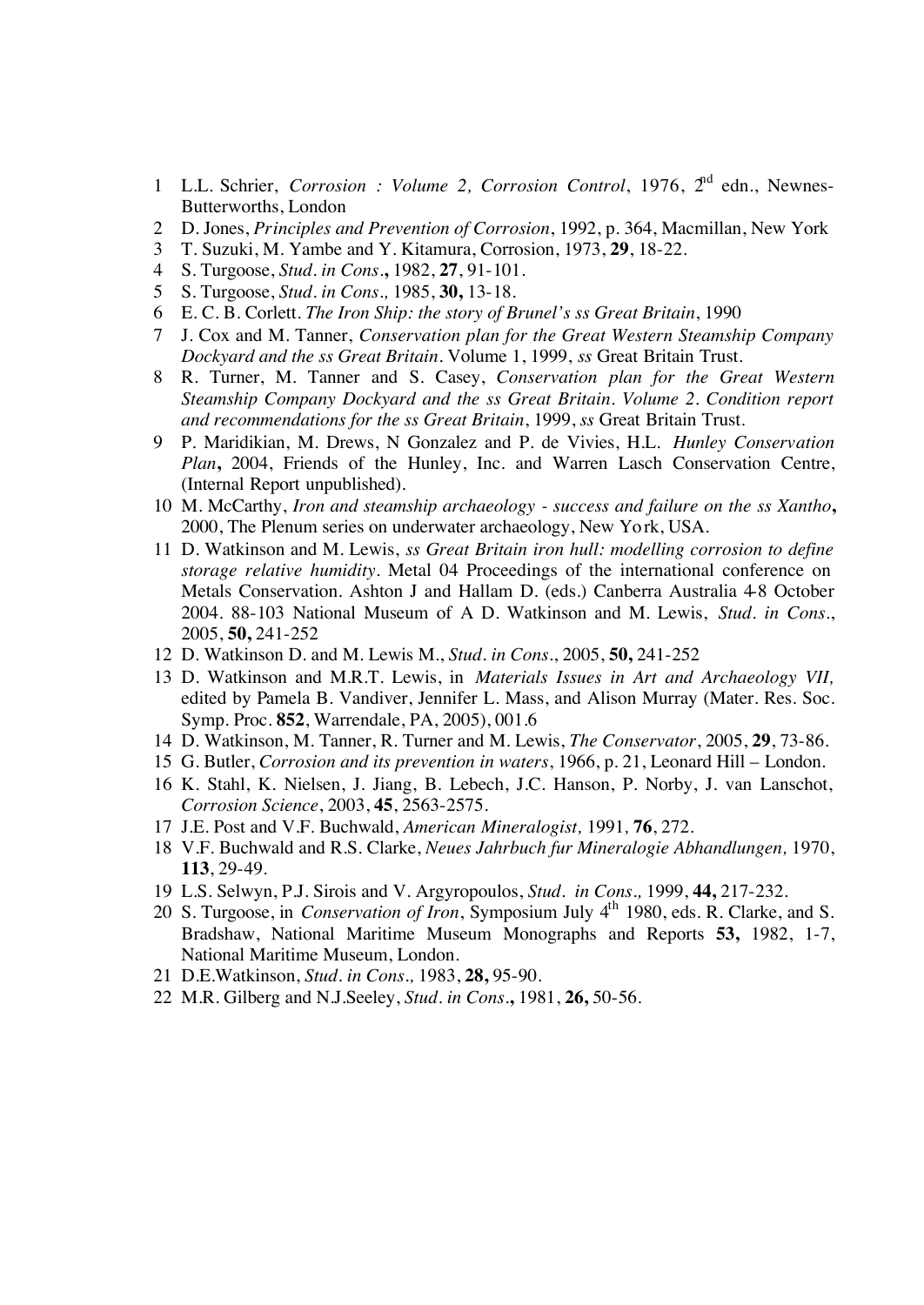1. L.L. Schrier, *Corrosion : Volume 2, Corrosion Control*, 1976, 2nd edn., Newnes-Butterworths, London
2. D. Jones, *Principles and Prevention of Corrosion*, 1992, p. 364, Macmillan, New York
3. T. Suzuki, M. Yambe and Y. Kitamura, Corrosion, 1973, **29**, 18-22.
4. S. Turgoose, *Stud. in Cons.***,** 1982, **27**, 91-101.
5. S. Turgoose, *Stud. in Cons.,* 1985, **30,** 13-18.
6. E. C. B. Corlett. *The Iron Ship: the story of Brunel's ss Great Britain*, 1990
7. J. Cox and M. Tanner, *Conservation plan for the Great Western Steamship Company Dockyard and the ss Great Britain*. Volume 1, 1999, *ss* Great Britain Trust.
8. R. Turner, M. Tanner and S. Casey, *Conservation plan for the Great Western Steamship Company Dockyard and the ss Great Britain. Volume 2. Condition report and recommendations for the ss Great Britain*, 1999, *ss* Great Britain Trust.
9. P. Maridikian, M. Drews, N Gonzalez and P. de Vivies, H.L. *Hunley Conservation Plan***,** 2004, Friends of the Hunley, Inc. and Warren Lasch Conservation Centre, (Internal Report unpublished).
10. M. McCarthy, *Iron and steamship archaeology - success and failure on the ss Xantho***,** 2000, The Plenum series on underwater archaeology, New York, USA.
11. D. Watkinson and M. Lewis, *ss Great Britain iron hull: modelling corrosion to define storage relative humidity*. Metal 04 Proceedings of the international conference on Metals Conservation. Ashton J and Hallam D. (eds.) Canberra Australia 4-8 October 2004. 88-103 National Museum of A D. Watkinson and M. Lewis, *Stud. in Cons.*, 2005, **50,** 241-252
12. D. Watkinson D. and M. Lewis M., *Stud. in Cons.*, 2005, **50,** 241-252
13. D. Watkinson and M.R.T. Lewis, in *Materials Issues in Art and Archaeology VII,* edited by Pamela B. Vandiver, Jennifer L. Mass, and Alison Murray (Mater. Res. Soc. Symp. Proc. **852**, Warrendale, PA, 2005), 001.6
14. D. Watkinson, M. Tanner, R. Turner and M. Lewis, *The Conservator*, 2005, **29**, 73-86.
15. G. Butler, *Corrosion and its prevention in waters*, 1966, p. 21, Leonard Hill – London.
16. K. Stahl, K. Nielsen, J. Jiang, B. Lebech, J.C. Hanson, P. Norby, J. van Lanschot, *Corrosion Science*, 2003, **45**, 2563-2575.
17. J.E. Post and V.F. Buchwald, *American Mineralogist,* 1991*,* **76**, 272.
18. V.F. Buchwald and R.S. Clarke, *Neues Jahrbuch fur Mineralogie Abhandlungen,* 1970, **113**, 29-49.
19. L.S. Selwyn, P.J. Sirois and V. Argyropoulos, *Stud. in Cons.,* 1999, **44,** 217-232.
20. S. Turgoose, in *Conservation of Iron*, Symposium July 4th 1980, eds. R. Clarke, and S. Bradshaw, National Maritime Museum Monographs and Reports **53,** 1982, 1-7, National Maritime Museum, London.
21. D.E.Watkinson, *Stud. in Cons.,* 1983, **28,** 95-90.
22. M.R. Gilberg and N.J.Seeley, *Stud. in Cons.***,** 1981, **26,** 50-56.